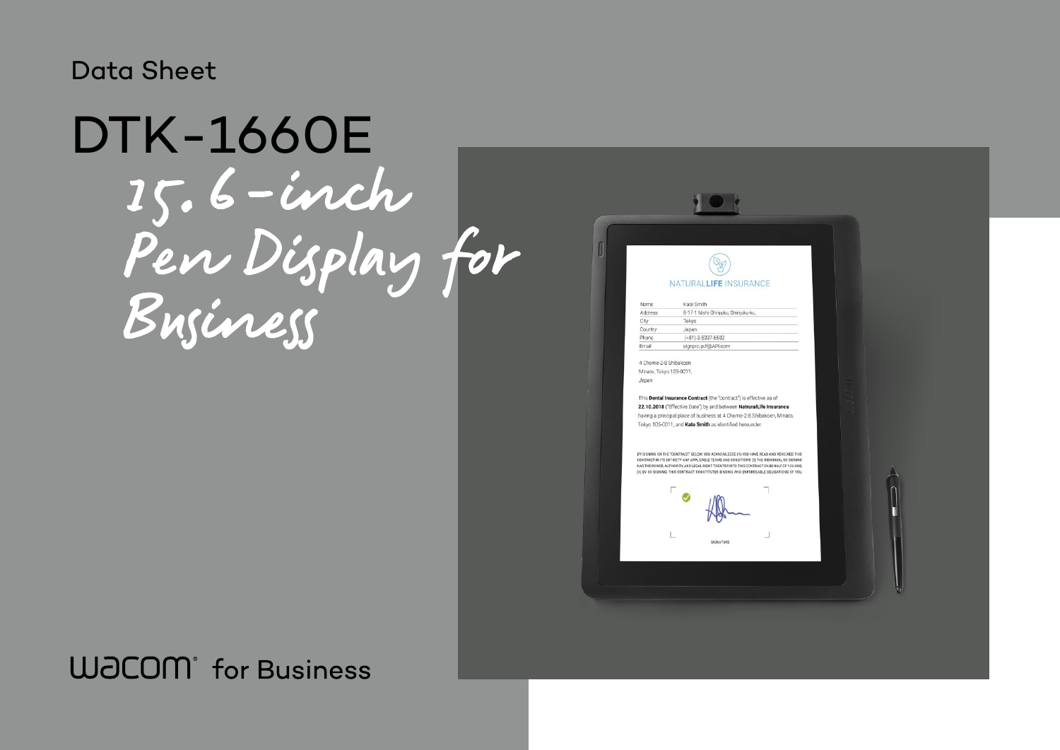Data Sheet

# DTK-1660E

## 15.6-inch Pen Display for Business

Wacom® for Business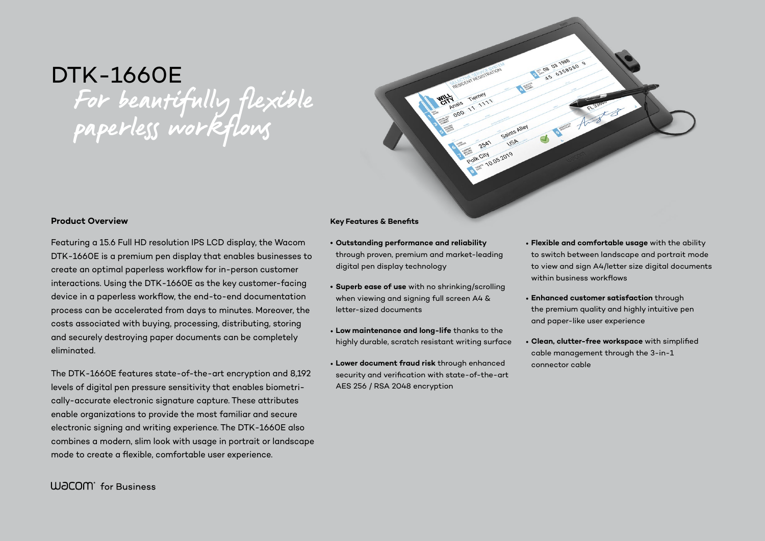# DTK-1660E

*For beautifully flexible paperless workflows*

## Product Overview

Featuring a 15.6 Full HD resolution IPS LCD display, the Wacom DTK-1660E is a premium pen display that enables businesses to create an optimal paperless workflow for in-person customer interactions. Using the DTK-1660E as the key customer-facing device in a paperless workflow, the end-to-end documentation process can be accelerated from days to minutes. Moreover, the costs associated with buying, processing, distributing, storing and securely destroying paper documents can be completely eliminated.

The DTK-1660E features state-of-the-art encryption and 8,192 levels of digital pen pressure sensitivity that enables biometrically-accurate electronic signature capture. These attributes enable organizations to provide the most familiar and secure electronic signing and writing experience. The DTK-1660E also combines a modern, slim look with usage in portrait or landscape mode to create a flexible, comfortable user experience.

## Key Features & Benefits

- **Outstanding performance and reliability** through proven, premium and market-leading digital pen display technology
- **Superb ease of use** with no shrinking/scrolling when viewing and signing full screen A4 & letter-sized documents
- **Low maintenance and long-life** thanks to the highly durable, scratch resistant writing surface
- **Lower document fraud risk** through enhanced security and verification with state-of-the-art AES 256 / RSA 2048 encryption
- **Flexible and comfortable usage** with the ability to switch between landscape and portrait mode to view and sign A4/letter size digital documents within business workflows
- **Enhanced customer satisfaction** through the premium quality and highly intuitive pen and paper-like user experience
- **Clean, clutter-free workspace** with simplified cable management through the 3-in-1 connector cable

Wacom for Business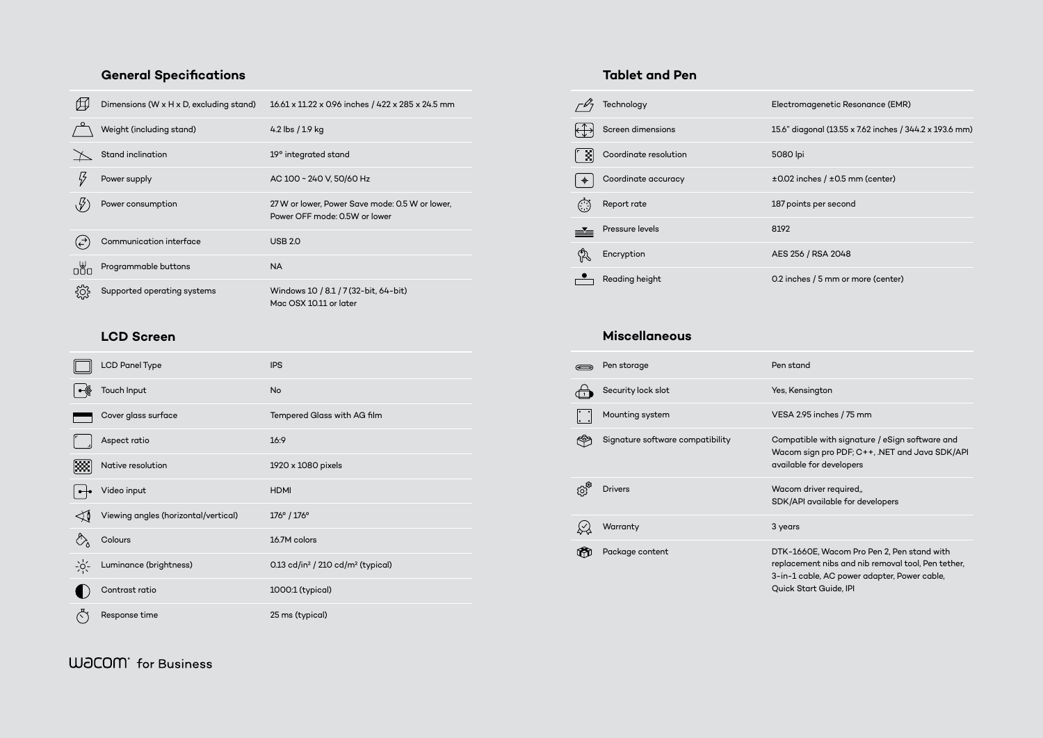## General Specifications

| | |
|---|---|
| Dimensions (W x H x D, excluding stand) | 16.61 x 11.22 x 0.96 inches / 422 x 285 x 24.5 mm |
| Weight (including stand) | 4.2 lbs / 1.9 kg |
| Stand inclination | 19° integrated stand |
| Power supply | AC 100 ~ 240 V, 50/60 Hz |
| Power consumption | 27 W or lower, Power Save mode: 0.5 W or lower, Power OFF mode: 0.5W or lower |
| Communication interface | USB 2.0 |
| Programmable buttons | NA |
| Supported operating systems | Windows 10 / 8.1 / 7 (32-bit, 64-bit)<br>Mac OSX 10.11 or later |

## LCD Screen

| | |
|---|---|
| LCD Panel Type | IPS |
| Touch Input | No |
| Cover glass surface | Tempered Glass with AG film |
| Aspect ratio | 16:9 |
| Native resolution | 1920 x 1080 pixels |
| Video input | HDMI |
| Viewing angles (horizontal/vertical) | 176° / 176° |
| Colours | 16.7M colors |
| Luminance (brightness) | 0.13 cd/in² / 210 cd/m² (typical) |
| Contrast ratio | 1000:1 (typical) |
| Response time | 25 ms (typical) |

## Tablet and Pen

| | |
|---|---|
| Technology | Electromagenetic Resonance (EMR) |
| Screen dimensions | 15.6" diagonal (13.55 x 7.62 inches / 344.2 x 193.6 mm) |
| Coordinate resolution | 5080 lpi |
| Coordinate accuracy | ±0.02 inches / ±0.5 mm (center) |
| Report rate | 187 points per second |
| Pressure levels | 8192 |
| Encryption | AES 256 / RSA 2048 |
| Reading height | 0.2 inches / 5 mm or more (center) |

## Miscellaneous

| | |
|---|---|
| Pen storage | Pen stand |
| Security lock slot | Yes, Kensington |
| Mounting system | VESA 2.95 inches / 75 mm |
| Signature software compatibility | Compatible with signature / eSign software and Wacom sign pro PDF; C++, .NET and Java SDK/API available for developers |
| Drivers | Wacom driver required,,<br>SDK/API available for developers |
| Warranty | 3 years |
| Package content | DTK-1660E, Wacom Pro Pen 2, Pen stand with replacement nibs and nib removal tool, Pen tether, 3-in-1 cable, AC power adapter, Power cable, Quick Start Guide, IPI |

wacom for Business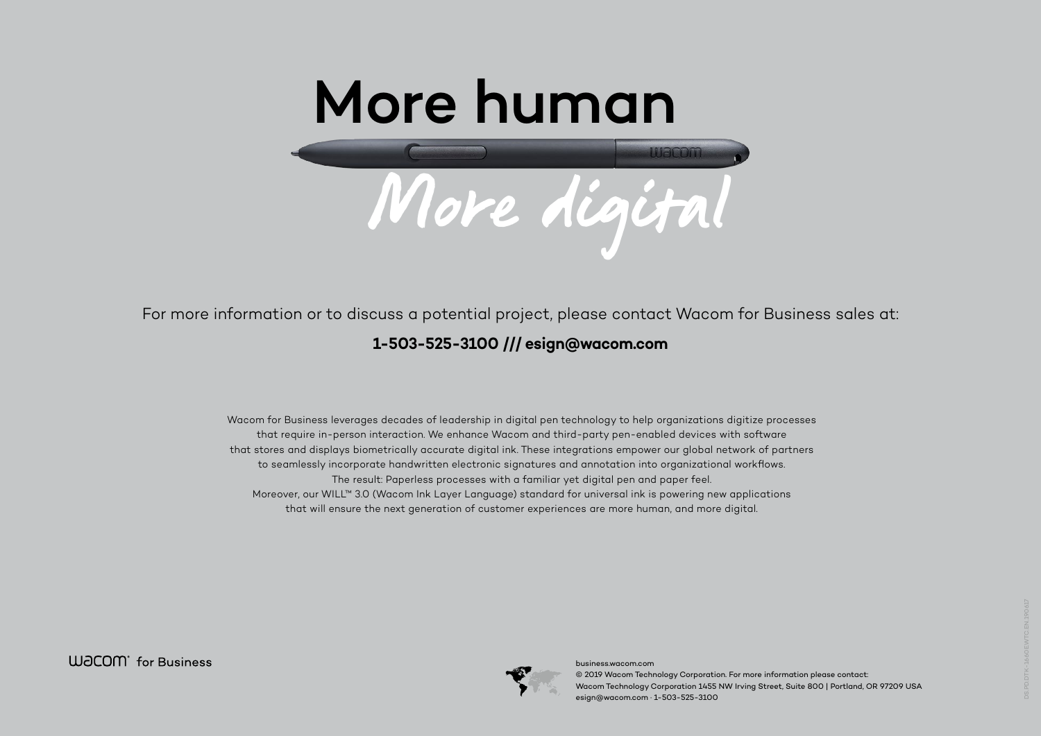# More human

*More digital*

For more information or to discuss a potential project, please contact Wacom for Business sales at:

**1-503-525-3100 /// esign@wacom.com**

Wacom for Business leverages decades of leadership in digital pen technology to help organizations digitize processes that require in-person interaction. We enhance Wacom and third-party pen-enabled devices with software that stores and displays biometrically accurate digital ink. These integrations empower our global network of partners to seamlessly incorporate handwritten electronic signatures and annotation into organizational workflows. The result: Paperless processes with a familiar yet digital pen and paper feel. Moreover, our WILL™ 3.0 (Wacom Ink Layer Language) standard for universal ink is powering new applications that will ensure the next generation of customer experiences are more human, and more digital.

wacom for Business

business.wacom.com
© 2019 Wacom Technology Corporation. For more information please contact:
Wacom Technology Corporation 1455 NW Irving Street, Suite 800 | Portland, OR 97209 USA
esign@wacom.com · 1-503-525-3100